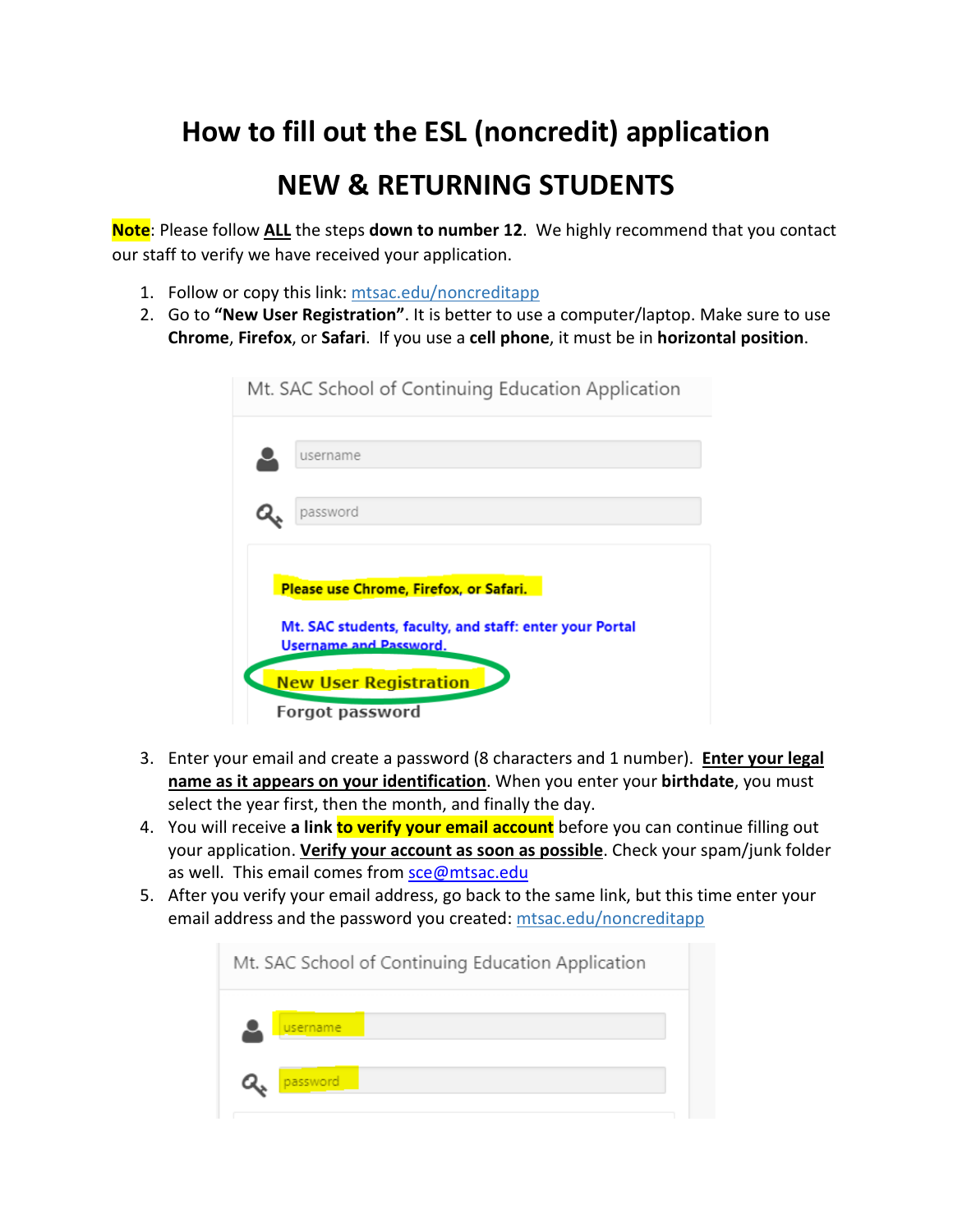# How to fill out the ESL (noncredit) application

## NEW & RETURNING STUDENTS

**Note**: Please follow **ALL** the steps **down to number 12**. We highly recommend that you contact our staff to verify we have received your application.

1. Follow or copy this link: mtsac.edu/noncreditapp
2. Go to **"New User Registration"**. It is better to use a computer/laptop. Make sure to use **Chrome**, **Firefox**, or **Safari**. If you use a **cell phone**, it must be in **horizontal position**.

Mt. SAC School of Continuing Education Application

username

password

Please use Chrome, Firefox, or Safari.

Mt. SAC students, faculty, and staff: enter your Portal Username and Password.

New User Registration

Forgot password

3. Enter your email and create a password (8 characters and 1 number). **Enter your legal name as it appears on your identification**. When you enter your **birthdate**, you must select the year first, then the month, and finally the day.
4. You will receive **a link to verify your email account** before you can continue filling out your application. **Verify your account as soon as possible**. Check your spam/junk folder as well. This email comes from sce@mtsac.edu
5. After you verify your email address, go back to the same link, but this time enter your email address and the password you created: mtsac.edu/noncreditapp

Mt. SAC School of Continuing Education Application

username

password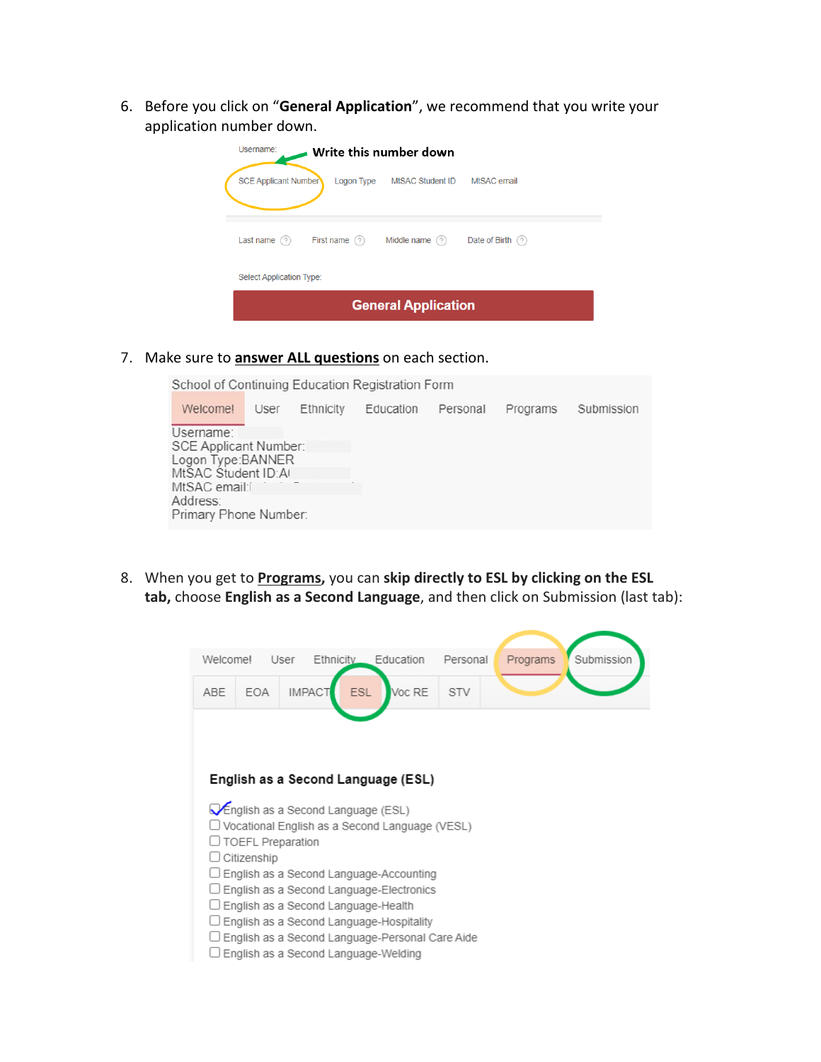6. Before you click on "**General Application**", we recommend that you write your application number down.

Username:

**Write this number down**

SCE Applicant Number | Logon Type | MtSAC Student ID | MtSAC email

Last name | First name | Middle name | Date of Birth

Select Application Type:

**General Application**

7. Make sure to **answer ALL questions** on each section.

School of Continuing Education Registration Form

Welcome! | User | Ethnicity | Education | Personal | Programs | Submission

Username:
SCE Applicant Number:
Logon Type:BANNER
MtSAC Student ID:A
MtSAC email:
Address:
Primary Phone Number:

8. When you get to **Programs**, you can **skip directly to ESL by clicking on the ESL tab,** choose **English as a Second Language**, and then click on Submission (last tab):

Welcome! | User | Ethnicity | Education | Personal | Programs | Submission

ABE | EOA | IMPACT | ESL | Voc RE | STV

**English as a Second Language (ESL)**

- [x] English as a Second Language (ESL)
- [ ] Vocational English as a Second Language (VESL)
- [ ] TOEFL Preparation
- [ ] Citizenship
- [ ] English as a Second Language-Accounting
- [ ] English as a Second Language-Electronics
- [ ] English as a Second Language-Health
- [ ] English as a Second Language-Hospitality
- [ ] English as a Second Language-Personal Care Aide
- [ ] English as a Second Language-Welding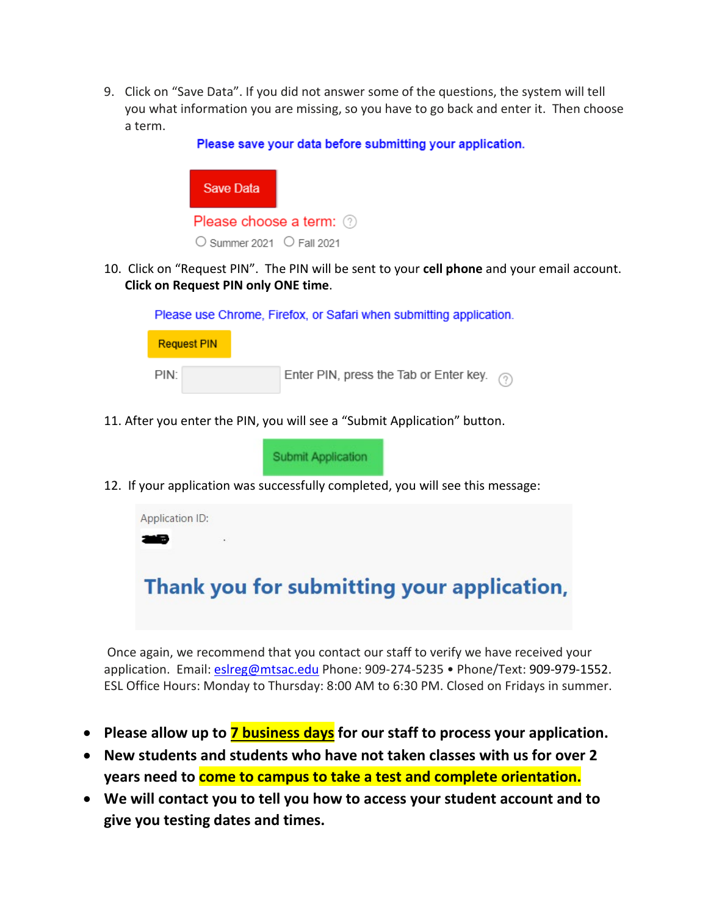9. Click on "Save Data". If you did not answer some of the questions, the system will tell you what information you are missing, so you have to go back and enter it. Then choose a term.

   Please save your data before submitting your application.

   Save Data

   Please choose a term:

   ○ Summer 2021 ○ Fall 2021

10. Click on "Request PIN". The PIN will be sent to your **cell phone** and your email account. **Click on Request PIN only ONE time**.

    Please use Chrome, Firefox, or Safari when submitting application.

    Request PIN

    PIN: Enter PIN, press the Tab or Enter key.

11. After you enter the PIN, you will see a "Submit Application" button.

    Submit Application

12. If your application was successfully completed, you will see this message:

    Application ID:

    Thank you for submitting your application,

Once again, we recommend that you contact our staff to verify we have received your application. Email: eslreg@mtsac.edu Phone: 909-274-5235 • Phone/Text: 909-979-1552. ESL Office Hours: Monday to Thursday: 8:00 AM to 6:30 PM. Closed on Fridays in summer.

- **Please allow up to 7 business days for our staff to process your application.**
- **New students and students who have not taken classes with us for over 2 years need to come to campus to take a test and complete orientation.**
- **We will contact you to tell you how to access your student account and to give you testing dates and times.**